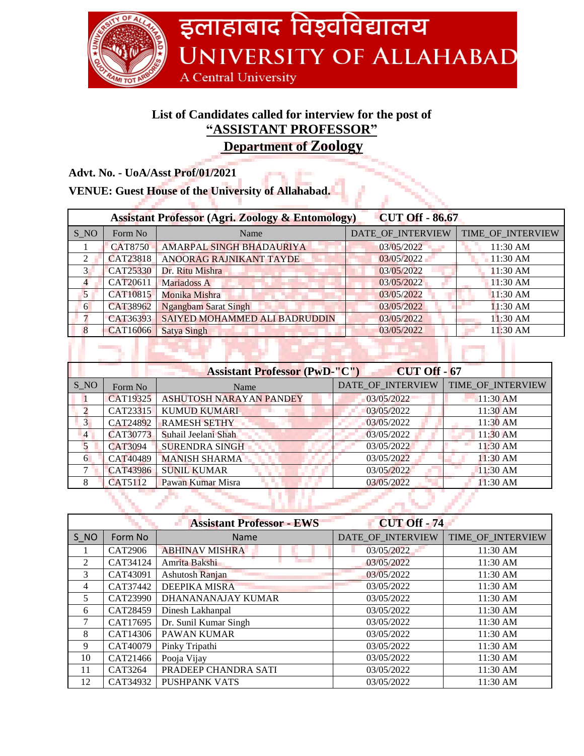# इलाहाबाद विश्वविद्यालय
# UNIVERSITY OF ALLAHABAD
A Central University

## List of Candidates called for interview for the post of
## "ASSISTANT PROFESSOR"
## Department of Zoology

**Advt. No. - UoA/Asst Prof/01/2021**

**VENUE: Guest House of the University of Allahabad.**

| Assistant Professor (Agri. Zoology & Entomology) | | | CUT Off - 86.67 | |
|---|---|---|---|---|
| S_NO | Form No | Name | DATE_OF_INTERVIEW | TIME_OF_INTERVIEW |
| 1 | CAT8750 | AMARPAL SINGH BHADAURIYA | 03/05/2022 | 11:30 AM |
| 2 | CAT23818 | ANOORAG RAJNIKANT TAYDE | 03/05/2022 | 11:30 AM |
| 3 | CAT25330 | Dr. Ritu Mishra | 03/05/2022 | 11:30 AM |
| 4 | CAT20611 | Mariadoss A | 03/05/2022 | 11:30 AM |
| 5 | CAT10815 | Monika Mishra | 03/05/2022 | 11:30 AM |
| 6 | CAT38962 | Ngangbam Sarat Singh | 03/05/2022 | 11:30 AM |
| 7 | CAT36393 | SAIYED MOHAMMED ALI BADRUDDIN | 03/05/2022 | 11:30 AM |
| 8 | CAT16066 | Satya Singh | 03/05/2022 | 11:30 AM |

| Assistant Professor (PwD-"C") | | | CUT Off - 67 | |
|---|---|---|---|---|
| S_NO | Form No | Name | DATE_OF_INTERVIEW | TIME_OF_INTERVIEW |
| 1 | CAT19325 | ASHUTOSH NARAYAN PANDEY | 03/05/2022 | 11:30 AM |
| 2 | CAT23315 | KUMUD KUMARI | 03/05/2022 | 11:30 AM |
| 3 | CAT24892 | RAMESH SETHY | 03/05/2022 | 11:30 AM |
| 4 | CAT30773 | Suhail Jeelani Shah | 03/05/2022 | 11:30 AM |
| 5 | CAT3094 | SURENDRA SINGH | 03/05/2022 | 11:30 AM |
| 6 | CAT40489 | MANISH SHARMA | 03/05/2022 | 11:30 AM |
| 7 | CAT43986 | SUNIL KUMAR | 03/05/2022 | 11:30 AM |
| 8 | CAT5112 | Pawan Kumar Misra | 03/05/2022 | 11:30 AM |

| Assistant Professor - EWS | | | CUT Off - 74 | |
|---|---|---|---|---|
| S_NO | Form No | Name | DATE_OF_INTERVIEW | TIME_OF_INTERVIEW |
| 1 | CAT2906 | ABHINAV MISHRA | 03/05/2022 | 11:30 AM |
| 2 | CAT34124 | Amrita Bakshi | 03/05/2022 | 11:30 AM |
| 3 | CAT43091 | Ashutosh Ranjan | 03/05/2022 | 11:30 AM |
| 4 | CAT37442 | DEEPIKA MISRA | 03/05/2022 | 11:30 AM |
| 5 | CAT23990 | DHANANANAJAY KUMAR | 03/05/2022 | 11:30 AM |
| 6 | CAT28459 | Dinesh Lakhanpal | 03/05/2022 | 11:30 AM |
| 7 | CAT17695 | Dr. Sunil Kumar Singh | 03/05/2022 | 11:30 AM |
| 8 | CAT14306 | PAWAN KUMAR | 03/05/2022 | 11:30 AM |
| 9 | CAT40079 | Pinky Tripathi | 03/05/2022 | 11:30 AM |
| 10 | CAT21466 | Pooja Vijay | 03/05/2022 | 11:30 AM |
| 11 | CAT3264 | PRADEEP CHANDRA SATI | 03/05/2022 | 11:30 AM |
| 12 | CAT34932 | PUSHPANK VATS | 03/05/2022 | 11:30 AM |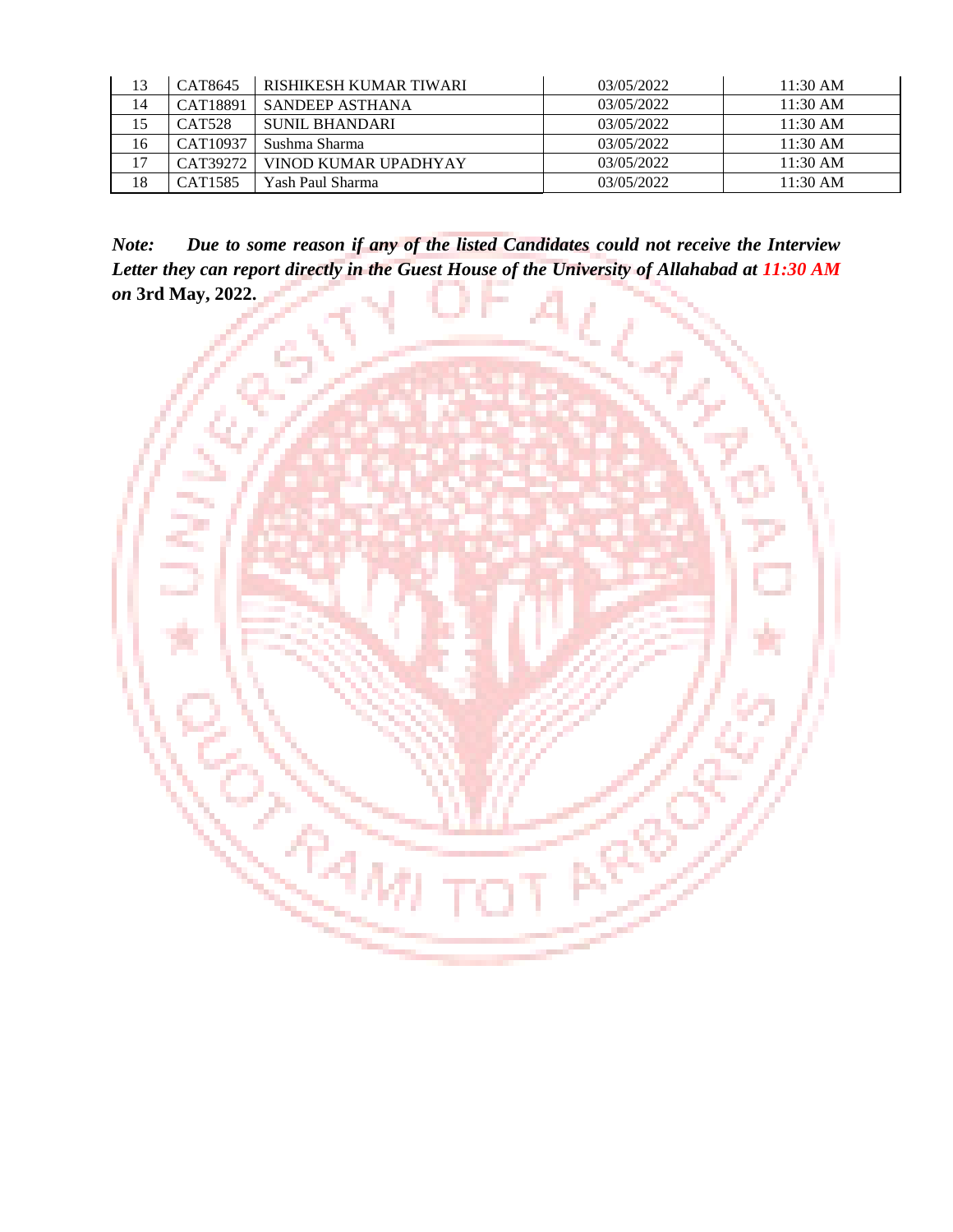| | | | | |
|---|---|---|---|---|
| 13 | CAT8645 | RISHIKESH KUMAR TIWARI | 03/05/2022 | 11:30 AM |
| 14 | CAT18891 | SANDEEP ASTHANA | 03/05/2022 | 11:30 AM |
| 15 | CAT528 | SUNIL BHANDARI | 03/05/2022 | 11:30 AM |
| 16 | CAT10937 | Sushma Sharma | 03/05/2022 | 11:30 AM |
| 17 | CAT39272 | VINOD KUMAR UPADHYAY | 03/05/2022 | 11:30 AM |
| 18 | CAT1585 | Yash Paul Sharma | 03/05/2022 | 11:30 AM |

***Note:*** ***Due to some reason if any of the listed Candidates could not receive the Interview Letter they can report directly in the Guest House of the University of Allahabad at 11:30 AM on*** **3rd May, 2022.**